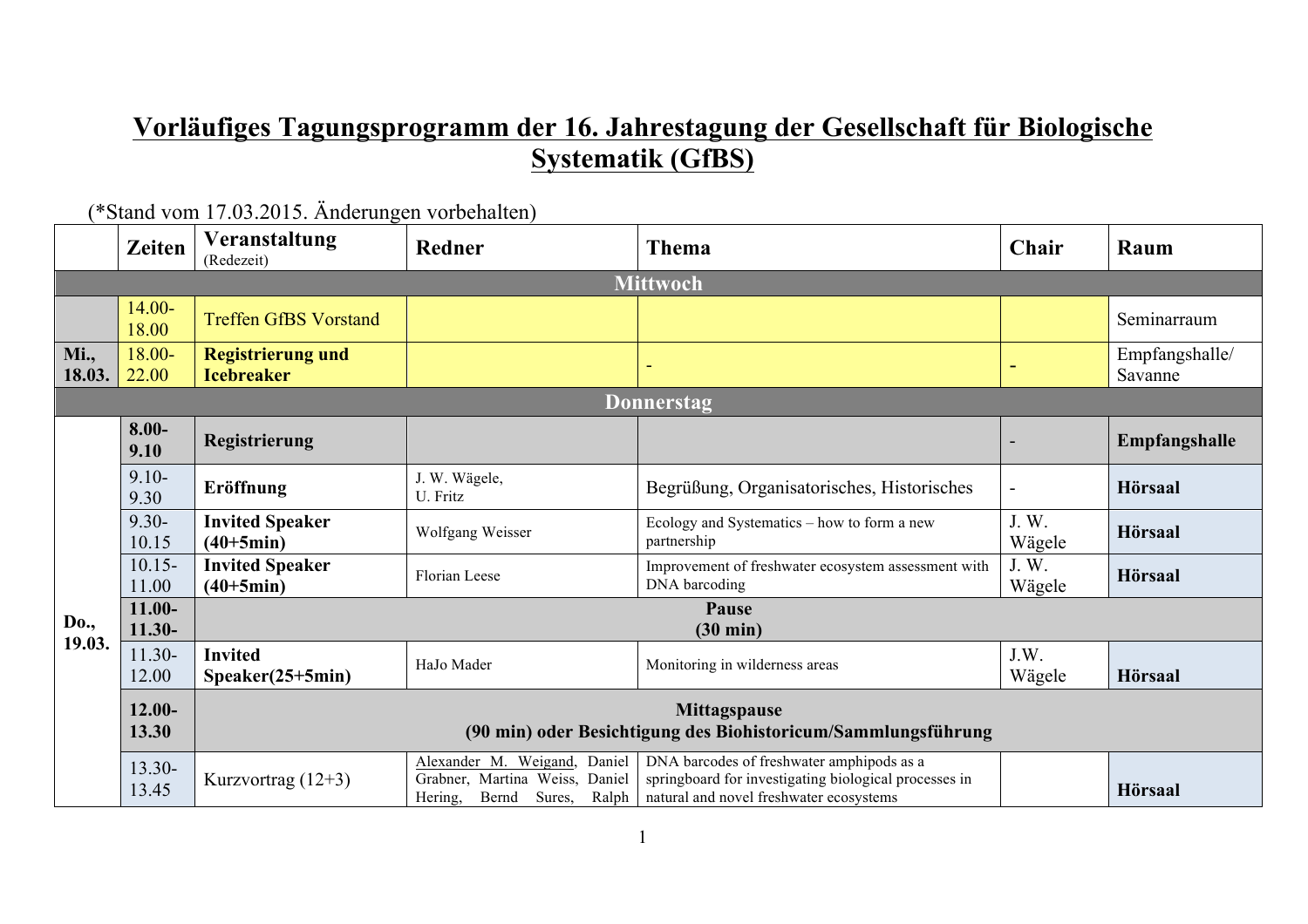# Vorläufiges Tagungsprogramm der 16. Jahrestagung der Gesellschaft für Biologische Systematik (GfBS)

(*Stand vom 17.03.2015. Änderungen vorbehalten)

| | Zeiten | Veranstaltung (Redezeit) | Redner | Thema | Chair | Raum |
|---|---|---|---|---|---|---|
| **Mittwoch** | | | | | | |
| | 14.00-18.00 | Treffen GfBS Vorstand | | | | Seminarraum |
| **Mi., 18.03.** | 18.00-22.00 | **Registrierung und Icebreaker** | | - | - | Empfangshalle/ Savanne |
| **Donnerstag** | | | | | | |
| **Do., 19.03.** | **8.00-9.10** | **Registrierung** | | | - | **Empfangshalle** |
| | 9.10-9.30 | **Eröffnung** | J. W. Wägele, U. Fritz | Begrüßung, Organisatorisches, Historisches | - | **Hörsaal** |
| | 9.30-10.15 | **Invited Speaker (40+5min)** | Wolfgang Weisser | Ecology and Systematics – how to form a new partnership | J. W. Wägele | **Hörsaal** |
| | 10.15-11.00 | **Invited Speaker (40+5min)** | Florian Leese | Improvement of freshwater ecosystem assessment with DNA barcoding | J. W. Wägele | **Hörsaal** |
| | **11.00-11.30-** | **Pause (30 min)** | | | | |
| | 11.30-12.00 | **Invited Speaker(25+5min)** | HaJo Mader | Monitoring in wilderness areas | J.W. Wägele | **Hörsaal** |
| | **12.00-13.30** | **Mittagspause (90 min) oder Besichtigung des Biohistoricum/Sammlungsführung** | | | | |
| | 13.30-13.45 | Kurzvortrag (12+3) | Alexander M. Weigand, Daniel Grabner, Martina Weiss, Daniel Hering, Bernd Sures, Ralph | DNA barcodes of freshwater amphipods as a springboard for investigating biological processes in natural and novel freshwater ecosystems | | **Hörsaal** |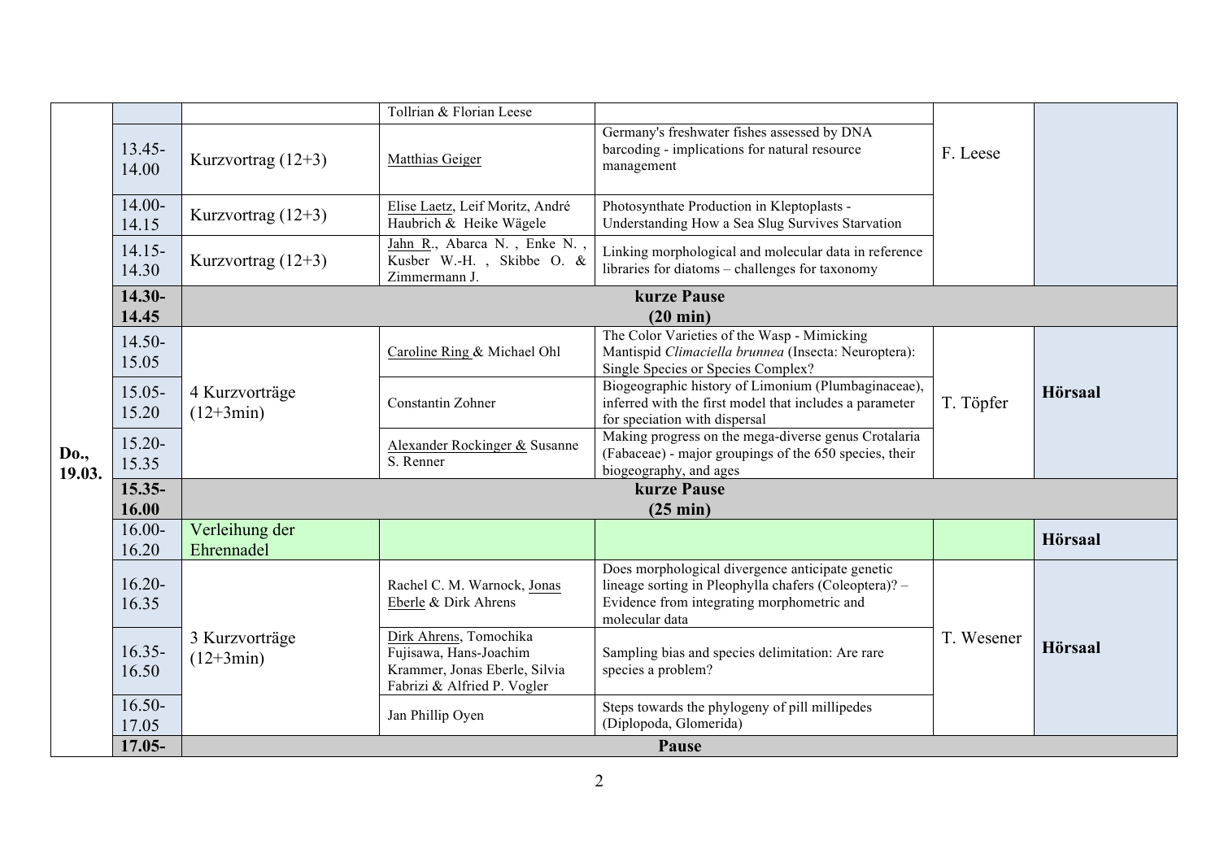| | | | | | | |
|---|---|---|---|---|---|---|
| | | | Tollrian & Florian Leese | | F. Leese | |
| | 13.45-14.00 | Kurzvortrag (12+3) | Matthias Geiger | Germany's freshwater fishes assessed by DNA barcoding - implications for natural resource management | | |
| | 14.00-14.15 | Kurzvortrag (12+3) | Elise Laetz, Leif Moritz, André Haubrich & Heike Wägele | Photosynthate Production in Kleptoplasts - Understanding How a Sea Slug Survives Starvation | | |
| | 14.15-14.30 | Kurzvortrag (12+3) | Jahn R., Abarca N., Enke N., Kusber W.-H., Skibbe O. & Zimmermann J. | Linking morphological and molecular data in reference libraries for diatoms – challenges for taxonomy | | |
| | **14.30-14.45** | **kurze Pause (20 min)** | | | | |
| | 14.50-15.05 | 4 Kurzvorträge (12+3min) | Caroline Ring & Michael Ohl | The Color Varieties of the Wasp - Mimicking Mantispid *Climaciella brunnea* (Insecta: Neuroptera): Single Species or Species Complex? | T. Töpfer | **Hörsaal** |
| | 15.05-15.20 | | Constantin Zohner | Biogeographic history of Limonium (Plumbaginaceae), inferred with the first model that includes a parameter for speciation with dispersal | | |
| **Do., 19.03.** | 15.20-15.35 | | Alexander Rockinger & Susanne S. Renner | Making progress on the mega-diverse genus Crotalaria (Fabaceae) - major groupings of the 650 species, their biogeography, and ages | | |
| | **15.35-16.00** | **kurze Pause (25 min)** | | | | |
| | 16.00-16.20 | Verleihung der Ehrennadel | | | | **Hörsaal** |
| | 16.20-16.35 | 3 Kurzvorträge (12+3min) | Rachel C. M. Warnock, Jonas Eberle & Dirk Ahrens | Does morphological divergence anticipate genetic lineage sorting in Pleophylla chafers (Coleoptera)? – Evidence from integrating morphometric and molecular data | T. Wesener | **Hörsaal** |
| | 16.35-16.50 | | Dirk Ahrens, Tomochika Fujisawa, Hans-Joachim Krammer, Jonas Eberle, Silvia Fabrizi & Alfried P. Vogler | Sampling bias and species delimitation: Are rare species a problem? | | |
| | 16.50-17.05 | | Jan Phillip Oyen | Steps towards the phylogeny of pill millipedes (Diplopoda, Glomerida) | | |
| | **17.05-** | **Pause** | | | | |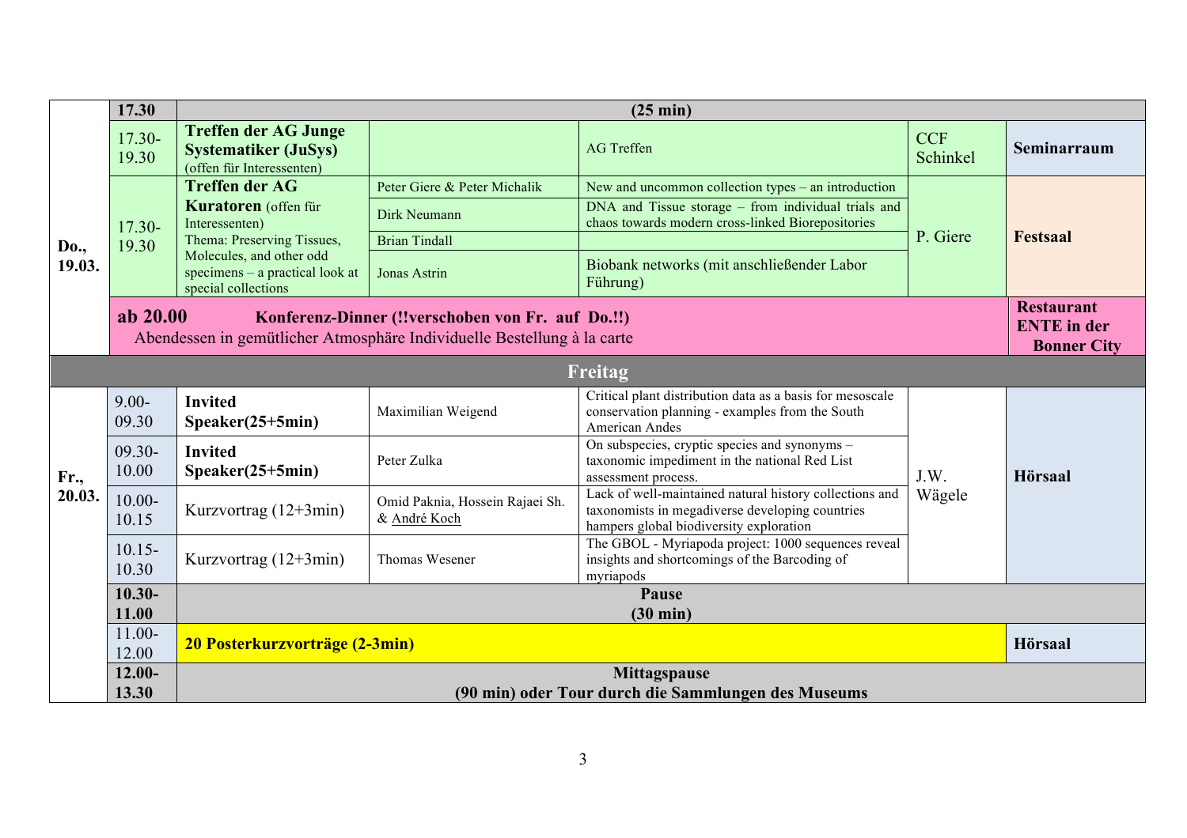| | | | | | | |
|---|---|---|---|---|---|---|
| | **17.30** | **(25 min)** | | | | |
| **Do., 19.03.** | 17.30-19.30 | **Treffen der AG Junge Systematiker (JuSys)** (offen für Interessenten) | | AG Treffen | CCF Schinkel | **Seminarraum** |
| | 17.30-19.30 | **Treffen der AG Kuratoren** (offen für Interessenten) Thema: Preserving Tissues, Molecules, and other odd specimens – a practical look at special collections | Peter Giere & Peter Michalik | New and uncommon collection types – an introduction | P. Giere | **Festsaal** |
| | | | Dirk Neumann | DNA and Tissue storage – from individual trials and chaos towards modern cross-linked Biorepositories | | |
| | | | Brian Tindall | | | |
| | | | Jonas Astrin | Biobank networks (mit anschließender Labor Führung) | | |
| | **ab 20.00** | **Konferenz-Dinner (!!verschoben von Fr. auf Do.!!)** Abendessen in gemütlicher Atmosphäre Individuelle Bestellung à la carte | | | | **Restaurant ENTE in der Bonner City** |
| **Freitag** | | | | | | |
| **Fr., 20.03.** | 9.00-09.30 | **Invited Speaker(25+5min)** | Maximilian Weigend | Critical plant distribution data as a basis for mesoscale conservation planning - examples from the South American Andes | J.W. Wägele | **Hörsaal** |
| | 09.30-10.00 | **Invited Speaker(25+5min)** | Peter Zulka | On subspecies, cryptic species and synonyms – taxonomic impediment in the national Red List assessment process. | | |
| | 10.00-10.15 | Kurzvortrag (12+3min) | Omid Paknia, Hossein Rajaei Sh. & André Koch | Lack of well-maintained natural history collections and taxonomists in megadiverse developing countries hampers global biodiversity exploration | | |
| | 10.15-10.30 | Kurzvortrag (12+3min) | Thomas Wesener | The GBOL - Myriapoda project: 1000 sequences reveal insights and shortcomings of the Barcoding of myriapods | | |
| | **10.30-11.00** | **Pause (30 min)** | | | | |
| | 11.00-12.00 | **20 Posterkurzvorträge (2-3min)** | | | | **Hörsaal** |
| | **12.00-13.30** | **Mittagspause (90 min) oder Tour durch die Sammlungen des Museums** | | | | |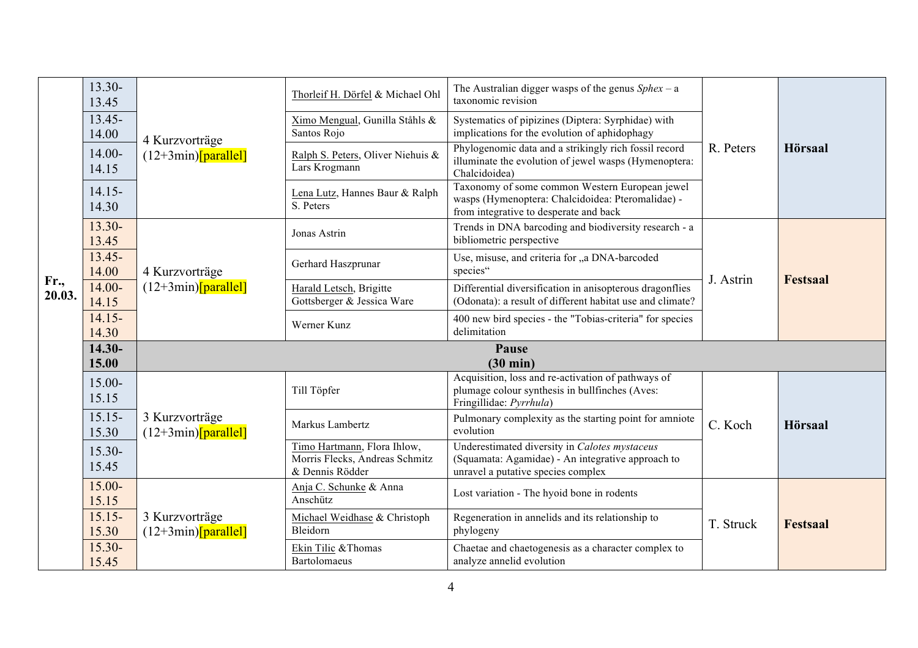| | | | | | | |
|---|---|---|---|---|---|---|
| Fr., 20.03. | 13.30-13.45 | 4 Kurzvorträge (12+3min)[parallel] | Thorleif H. Dörfel & Michael Ohl | The Australian digger wasps of the genus *Sphex* – a taxonomic revision | R. Peters | **Hörsaal** |
| | 13.45-14.00 | | Ximo Mengual, Gunilla Ståhls & Santos Rojo | Systematics of pipizines (Diptera: Syrphidae) with implications for the evolution of aphidophagy | | |
| | 14.00-14.15 | | Ralph S. Peters, Oliver Niehuis & Lars Krogmann | Phylogenomic data and a strikingly rich fossil record illuminate the evolution of jewel wasps (Hymenoptera: Chalcidoidea) | | |
| | 14.15-14.30 | | Lena Lutz, Hannes Baur & Ralph S. Peters | Taxonomy of some common Western European jewel wasps (Hymenoptera: Chalcidoidea: Pteromalidae) - from integrative to desperate and back | | |
| | 13.30-13.45 | 4 Kurzvorträge (12+3min)[parallel] | Jonas Astrin | Trends in DNA barcoding and biodiversity research - a bibliometric perspective | J. Astrin | **Festsaal** |
| | 13.45-14.00 | | Gerhard Haszprunar | Use, misuse, and criteria for „a DNA-barcoded species" | | |
| | 14.00-14.15 | | Harald Letsch, Brigitte Gottsberger & Jessica Ware | Differential diversification in anisopterous dragonflies (Odonata): a result of different habitat use and climate? | | |
| | 14.15-14.30 | | Werner Kunz | 400 new bird species - the "Tobias-criteria" for species delimitation | | |
| | **14.30-15.00** | **Pause (30 min)** | | | | |
| | 15.00-15.15 | 3 Kurzvorträge (12+3min)[parallel] | Till Töpfer | Acquisition, loss and re-activation of pathways of plumage colour synthesis in bullfinches (Aves: Fringillidae: *Pyrrhula*) | C. Koch | **Hörsaal** |
| | 15.15-15.30 | | Markus Lambertz | Pulmonary complexity as the starting point for amniote evolution | | |
| | 15.30-15.45 | | Timo Hartmann, Flora Ihlow, Morris Flecks, Andreas Schmitz & Dennis Rödder | Underestimated diversity in *Calotes mystaceus* (Squamata: Agamidae) - An integrative approach to unravel a putative species complex | | |
| | 15.00-15.15 | 3 Kurzvorträge (12+3min)[parallel] | Anja C. Schunke & Anna Anschütz | Lost variation - The hyoid bone in rodents | T. Struck | **Festsaal** |
| | 15.15-15.30 | | Michael Weidhase & Christoph Bleidorn | Regeneration in annelids and its relationship to phylogeny | | |
| | 15.30-15.45 | | Ekin Tilic &Thomas Bartolomaeus | Chaetae and chaetogenesis as a character complex to analyze annelid evolution | | |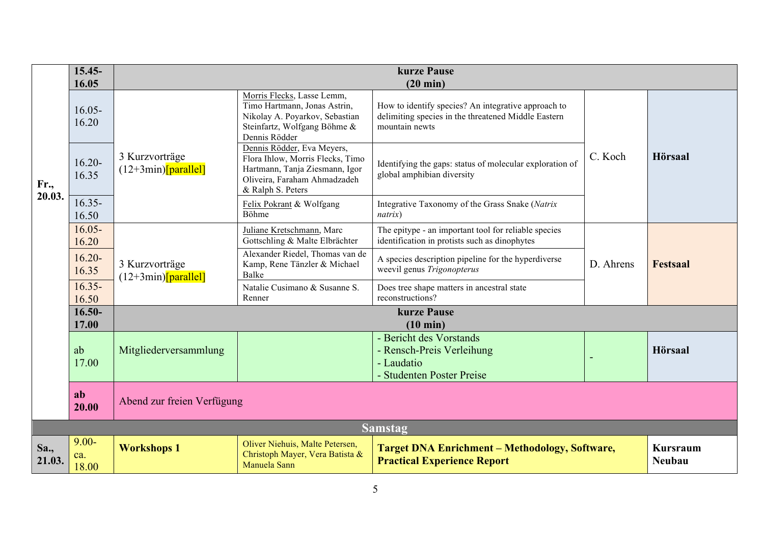| | | | | | | |
|---|---|---|---|---|---|---|
| **Fr., 20.03.** | **15.45-16.05** | **kurze Pause (20 min)** | | | | |
| | 16.05-16.20 | 3 Kurzvorträge (12+3min)[parallel] | Morris Flecks, Lasse Lemm, Timo Hartmann, Jonas Astrin, Nikolay A. Poyarkov, Sebastian Steinfartz, Wolfgang Böhme & Dennis Rödder | How to identify species? An integrative approach to delimiting species in the threatened Middle Eastern mountain newts | C. Koch | **Hörsaal** |
| | 16.20-16.35 | | Dennis Rödder, Eva Meyers, Flora Ihlow, Morris Flecks, Timo Hartmann, Tanja Ziesmann, Igor Oliveira, Faraham Ahmadzadeh & Ralph S. Peters | Identifying the gaps: status of molecular exploration of global amphibian diversity | | |
| | 16.35-16.50 | | Felix Pokrant & Wolfgang Böhme | Integrative Taxonomy of the Grass Snake (*Natrix natrix*) | | |
| | 16.05-16.20 | 3 Kurzvorträge (12+3min)[parallel] | Juliane Kretschmann, Marc Gottschling & Malte Elbrächter | The epitype - an important tool for reliable species identification in protists such as dinophytes | D. Ahrens | **Festsaal** |
| | 16.20-16.35 | | Alexander Riedel, Thomas van de Kamp, Rene Tänzler & Michael Balke | A species description pipeline for the hyperdiverse weevil genus *Trigonopterus* | | |
| | 16.35-16.50 | | Natalie Cusimano & Susanne S. Renner | Does tree shape matters in ancestral state reconstructions? | | |
| | **16.50-17.00** | **kurze Pause (10 min)** | | | | |
| | ab 17.00 | Mitgliederversammlung | | - Bericht des Vorstands<br>- Rensch-Preis Verleihung<br>- Laudatio<br>- Studenten Poster Preise | - | **Hörsaal** |
| | **ab 20.00** | Abend zur freien Verfügung | | | | |
| **Samstag** | | | | | | |
| **Sa., 21.03.** | 9.00-ca. 18.00 | **Workshops 1** | Oliver Niehuis, Malte Petersen, Christoph Mayer, Vera Batista & Manuela Sann | **Target DNA Enrichment – Methodology, Software, Practical Experience Report** | | **Kursraum Neubau** |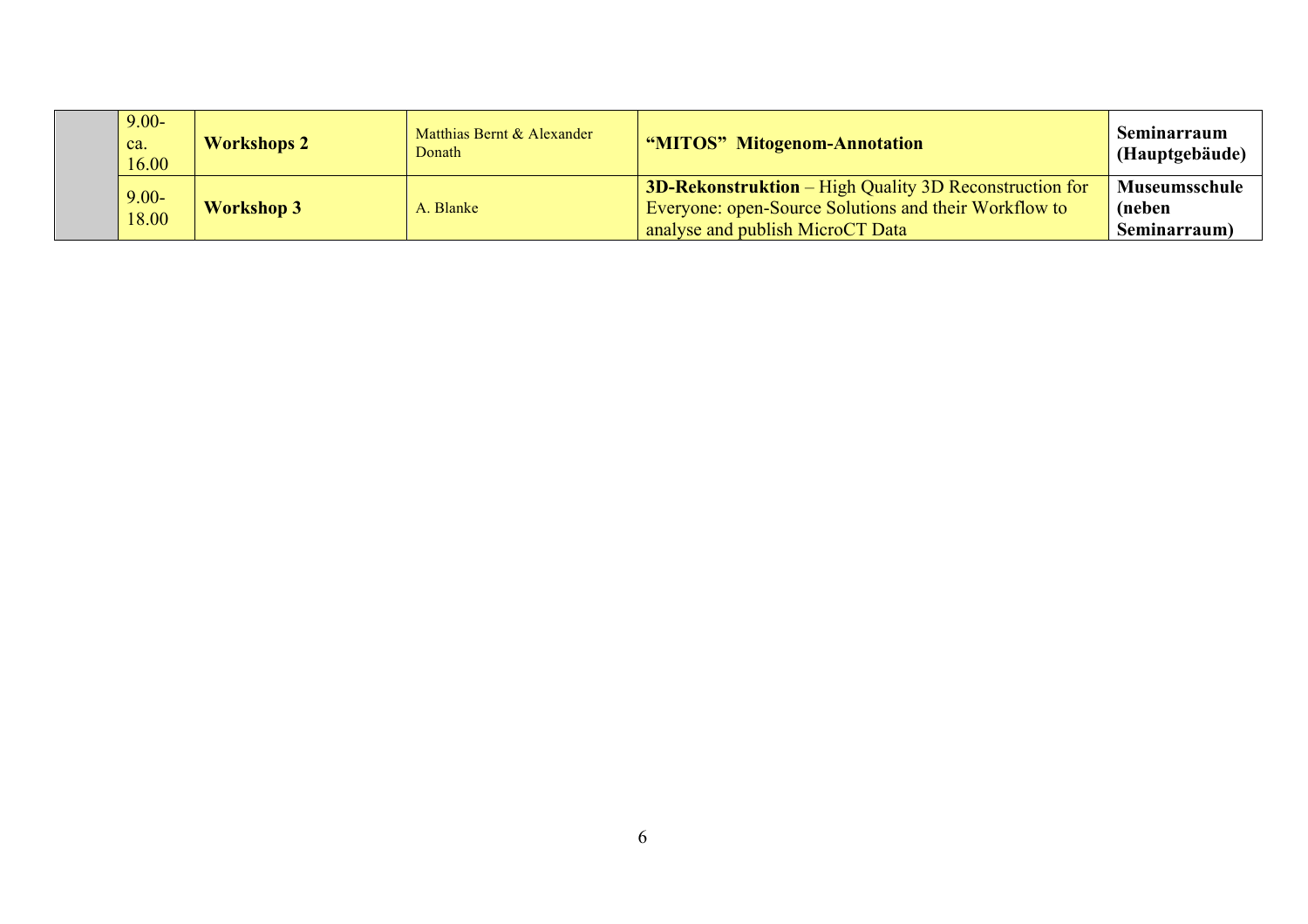| | | | | | |
|---|---|---|---|---|---|
| | 9.00-ca. 16.00 | **Workshops 2** | Matthias Bernt & Alexander Donath | **"MITOS" Mitogenom-Annotation** | **Seminarraum (Hauptgebäude)** |
| | 9.00-18.00 | **Workshop 3** | A. Blanke | **3D-Rekonstruktion** – High Quality 3D Reconstruction for Everyone: open-Source Solutions and their Workflow to analyse and publish MicroCT Data | **Museumsschule (neben Seminarraum)** |